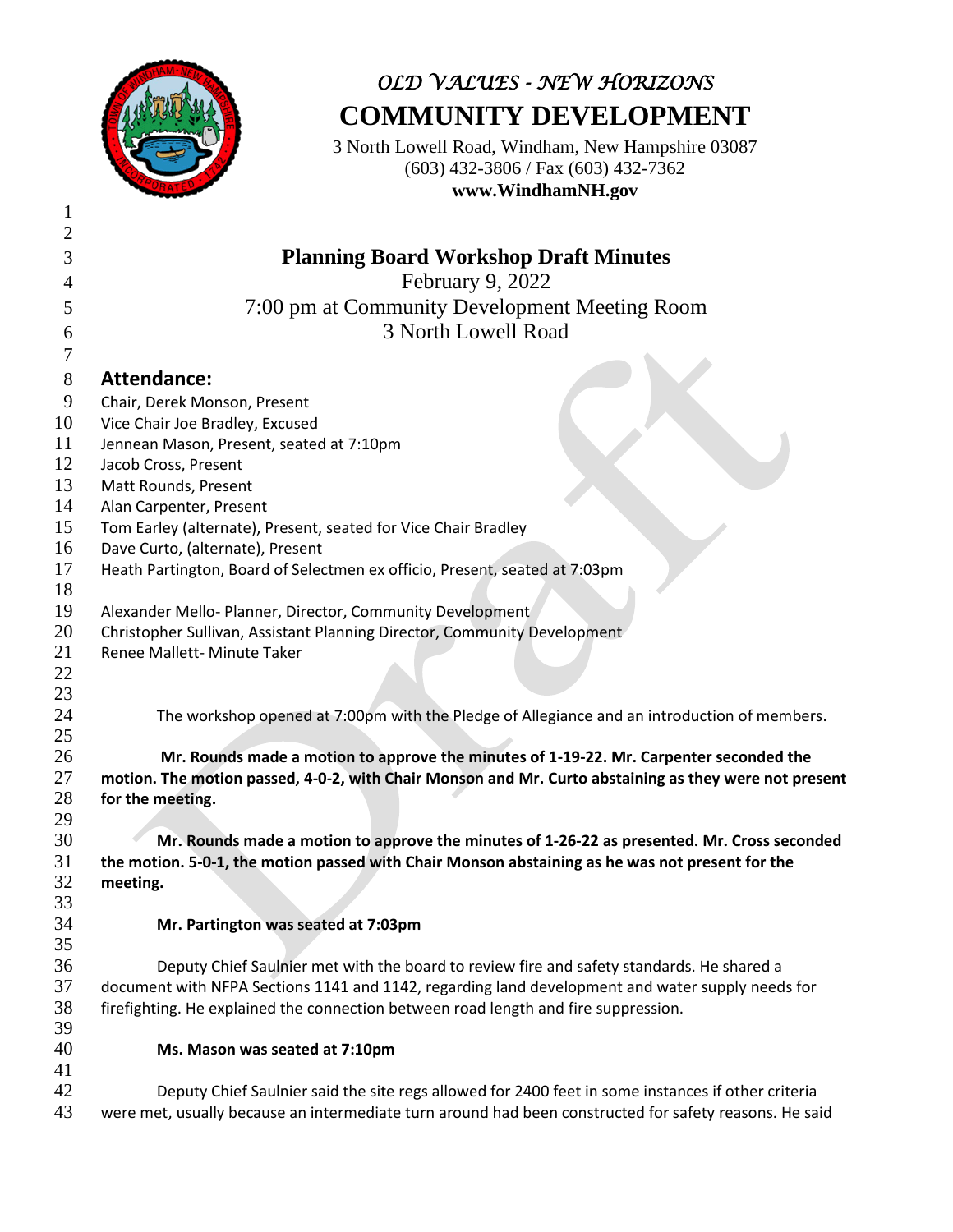*OLD VALUES - NEW HORIZONS*

# COMMUNITY DEVELOPMENT

3 North Lowell Road, Windham, New Hampshire 03087
(603) 432-3806 / Fax (603) 432-7362
**www.WindhamNH.gov**

## Planning Board Workshop Draft Minutes

February 9, 2022
7:00 pm at Community Development Meeting Room
3 North Lowell Road

### Attendance:

Chair, Derek Monson, Present
Vice Chair Joe Bradley, Excused
Jennean Mason, Present, seated at 7:10pm
Jacob Cross, Present
Matt Rounds, Present
Alan Carpenter, Present
Tom Earley (alternate), Present, seated for Vice Chair Bradley
Dave Curto, (alternate), Present
Heath Partington, Board of Selectmen ex officio, Present, seated at 7:03pm

Alexander Mello- Planner, Director, Community Development
Christopher Sullivan, Assistant Planning Director, Community Development
Renee Mallett- Minute Taker

The workshop opened at 7:00pm with the Pledge of Allegiance and an introduction of members.

**Mr. Rounds made a motion to approve the minutes of 1-19-22. Mr. Carpenter seconded the motion. The motion passed, 4-0-2, with Chair Monson and Mr. Curto abstaining as they were not present for the meeting.**

**Mr. Rounds made a motion to approve the minutes of 1-26-22 as presented. Mr. Cross seconded the motion. 5-0-1, the motion passed with Chair Monson abstaining as he was not present for the meeting.**

**Mr. Partington was seated at 7:03pm**

Deputy Chief Saulnier met with the board to review fire and safety standards. He shared a document with NFPA Sections 1141 and 1142, regarding land development and water supply needs for firefighting. He explained the connection between road length and fire suppression.

**Ms. Mason was seated at 7:10pm**

Deputy Chief Saulnier said the site regs allowed for 2400 feet in some instances if other criteria were met, usually because an intermediate turn around had been constructed for safety reasons. He said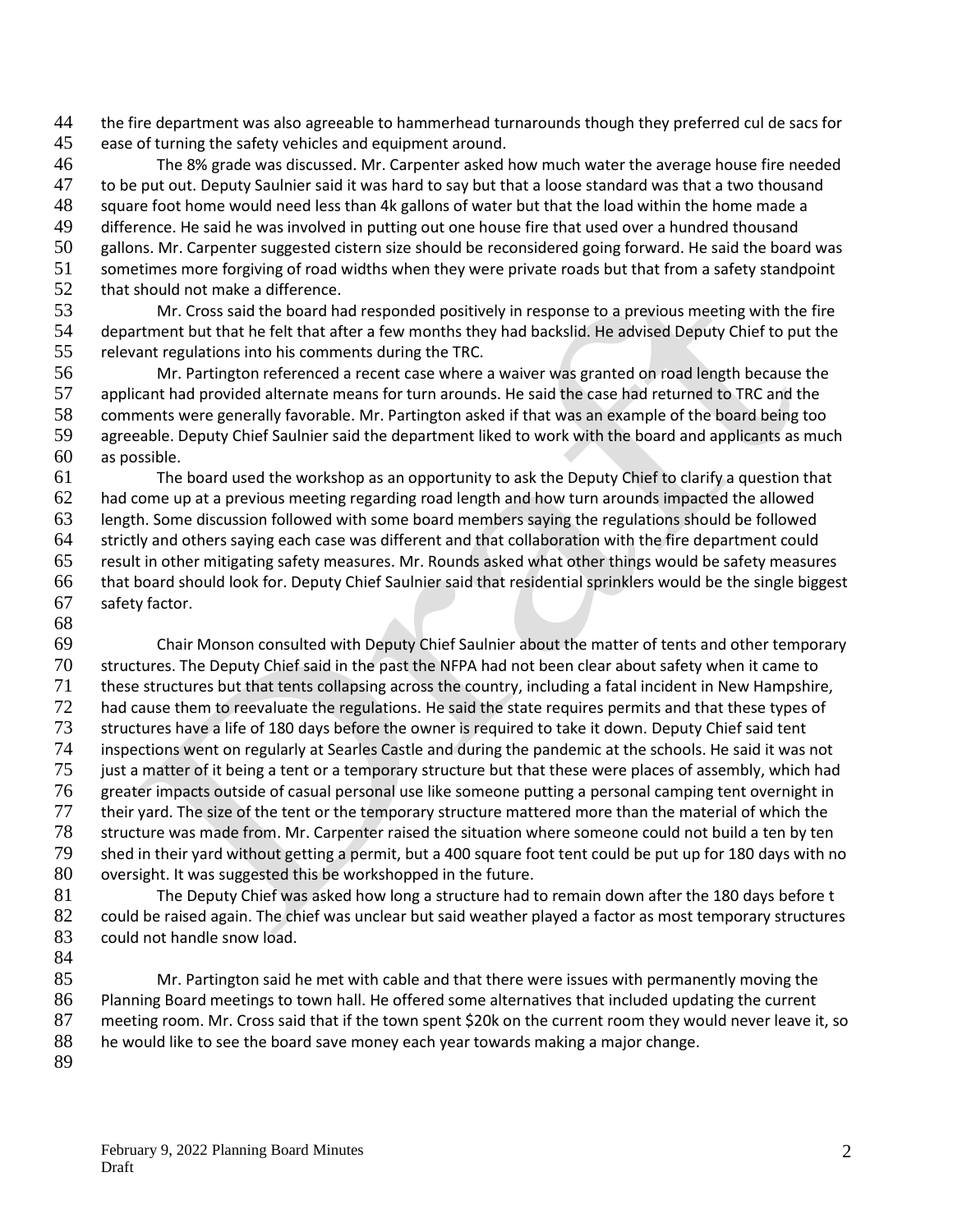the fire department was also agreeable to hammerhead turnarounds though they preferred cul de sacs for ease of turning the safety vehicles and equipment around.

The 8% grade was discussed. Mr. Carpenter asked how much water the average house fire needed to be put out. Deputy Saulnier said it was hard to say but that a loose standard was that a two thousand square foot home would need less than 4k gallons of water but that the load within the home made a difference. He said he was involved in putting out one house fire that used over a hundred thousand gallons. Mr. Carpenter suggested cistern size should be reconsidered going forward. He said the board was sometimes more forgiving of road widths when they were private roads but that from a safety standpoint that should not make a difference.

Mr. Cross said the board had responded positively in response to a previous meeting with the fire department but that he felt that after a few months they had backslid. He advised Deputy Chief to put the relevant regulations into his comments during the TRC.

Mr. Partington referenced a recent case where a waiver was granted on road length because the applicant had provided alternate means for turn arounds. He said the case had returned to TRC and the comments were generally favorable. Mr. Partington asked if that was an example of the board being too agreeable. Deputy Chief Saulnier said the department liked to work with the board and applicants as much as possible.

The board used the workshop as an opportunity to ask the Deputy Chief to clarify a question that had come up at a previous meeting regarding road length and how turn arounds impacted the allowed length. Some discussion followed with some board members saying the regulations should be followed strictly and others saying each case was different and that collaboration with the fire department could result in other mitigating safety measures. Mr. Rounds asked what other things would be safety measures that board should look for. Deputy Chief Saulnier said that residential sprinklers would be the single biggest safety factor.

Chair Monson consulted with Deputy Chief Saulnier about the matter of tents and other temporary structures. The Deputy Chief said in the past the NFPA had not been clear about safety when it came to these structures but that tents collapsing across the country, including a fatal incident in New Hampshire, had cause them to reevaluate the regulations. He said the state requires permits and that these types of structures have a life of 180 days before the owner is required to take it down. Deputy Chief said tent inspections went on regularly at Searles Castle and during the pandemic at the schools. He said it was not just a matter of it being a tent or a temporary structure but that these were places of assembly, which had greater impacts outside of casual personal use like someone putting a personal camping tent overnight in their yard. The size of the tent or the temporary structure mattered more than the material of which the structure was made from. Mr. Carpenter raised the situation where someone could not build a ten by ten shed in their yard without getting a permit, but a 400 square foot tent could be put up for 180 days with no oversight. It was suggested this be workshopped in the future.

The Deputy Chief was asked how long a structure had to remain down after the 180 days before t could be raised again. The chief was unclear but said weather played a factor as most temporary structures could not handle snow load.

Mr. Partington said he met with cable and that there were issues with permanently moving the Planning Board meetings to town hall. He offered some alternatives that included updating the current meeting room. Mr. Cross said that if the town spent $20k on the current room they would never leave it, so he would like to see the board save money each year towards making a major change.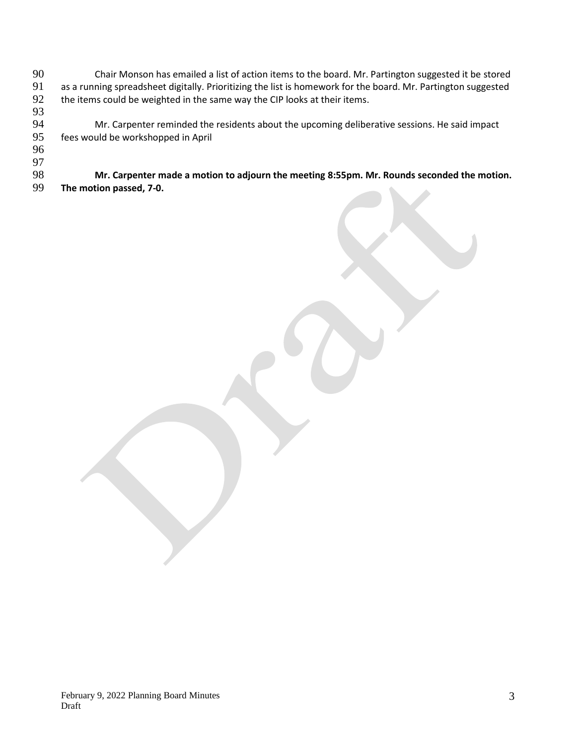Chair Monson has emailed a list of action items to the board. Mr. Partington suggested it be stored as a running spreadsheet digitally. Prioritizing the list is homework for the board. Mr. Partington suggested the items could be weighted in the same way the CIP looks at their items.

Mr. Carpenter reminded the residents about the upcoming deliberative sessions. He said impact fees would be workshopped in April

**Mr. Carpenter made a motion to adjourn the meeting 8:55pm. Mr. Rounds seconded the motion. The motion passed, 7-0.**